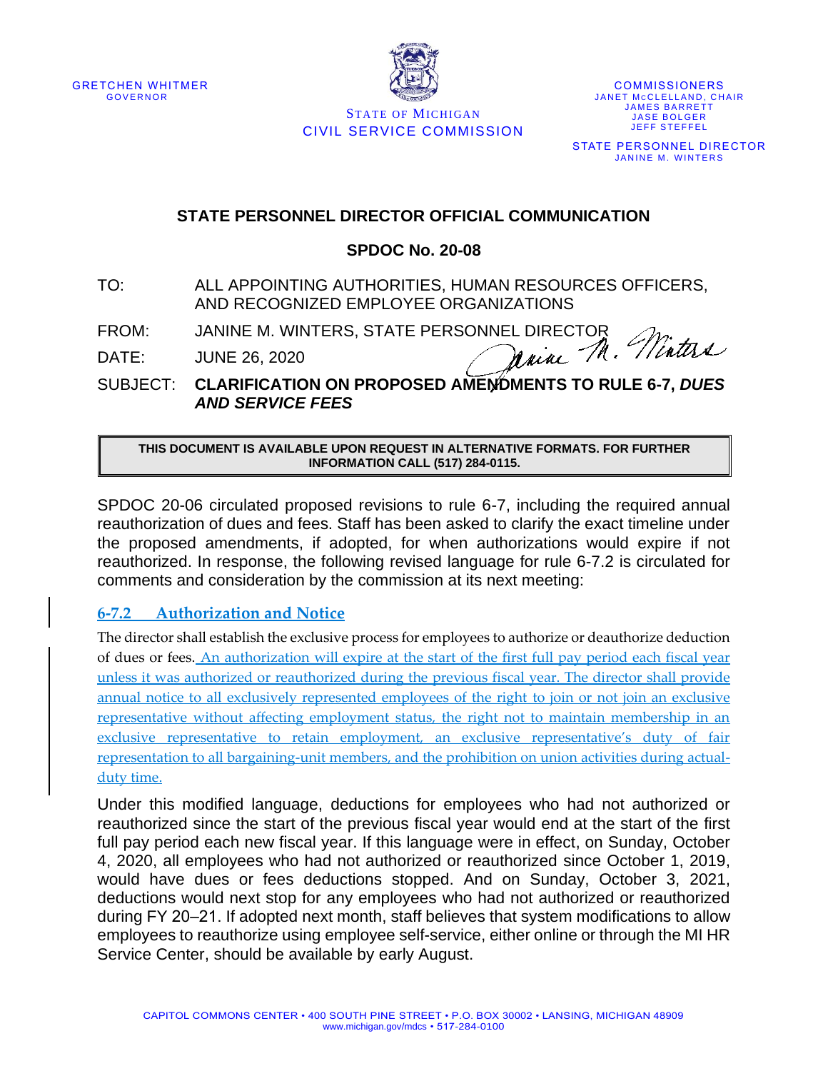GRETCHEN WHITMER
GOVERNOR

STATE OF MICHIGAN
CIVIL SERVICE COMMISSION

COMMISSIONERS
JANET McCLELLAND, CHAIR
JAMES BARRETT
JASE BOLGER
JEFF STEFFEL

STATE PERSONNEL DIRECTOR
JANINE M. WINTERS

## STATE PERSONNEL DIRECTOR OFFICIAL COMMUNICATION

### SPDOC No. 20-08

TO: ALL APPOINTING AUTHORITIES, HUMAN RESOURCES OFFICERS, AND RECOGNIZED EMPLOYEE ORGANIZATIONS

FROM: JANINE M. WINTERS, STATE PERSONNEL DIRECTOR

DATE: JUNE 26, 2020

SUBJECT: **CLARIFICATION ON PROPOSED AMENDMENTS TO RULE 6-7, *DUES AND SERVICE FEES***

**THIS DOCUMENT IS AVAILABLE UPON REQUEST IN ALTERNATIVE FORMATS. FOR FURTHER INFORMATION CALL (517) 284-0115.**

SPDOC 20-06 circulated proposed revisions to rule 6-7, including the required annual reauthorization of dues and fees. Staff has been asked to clarify the exact timeline under the proposed amendments, if adopted, for when authorizations would expire if not reauthorized. In response, the following revised language for rule 6-7.2 is circulated for comments and consideration by the commission at its next meeting:

### 6-7.2 Authorization and Notice

The director shall establish the exclusive process for employees to authorize or deauthorize deduction of dues or fees. An authorization will expire at the start of the first full pay period each fiscal year unless it was authorized or reauthorized during the previous fiscal year. The director shall provide annual notice to all exclusively represented employees of the right to join or not join an exclusive representative without affecting employment status, the right not to maintain membership in an exclusive representative to retain employment, an exclusive representative's duty of fair representation to all bargaining-unit members, and the prohibition on union activities during actual-duty time.

Under this modified language, deductions for employees who had not authorized or reauthorized since the start of the previous fiscal year would end at the start of the first full pay period each new fiscal year. If this language were in effect, on Sunday, October 4, 2020, all employees who had not authorized or reauthorized since October 1, 2019, would have dues or fees deductions stopped. And on Sunday, October 3, 2021, deductions would next stop for any employees who had not authorized or reauthorized during FY 20–21. If adopted next month, staff believes that system modifications to allow employees to reauthorize using employee self-service, either online or through the MI HR Service Center, should be available by early August.

CAPITOL COMMONS CENTER • 400 SOUTH PINE STREET • P.O. BOX 30002 • LANSING, MICHIGAN 48909
www.michigan.gov/mdcs • 517-284-0100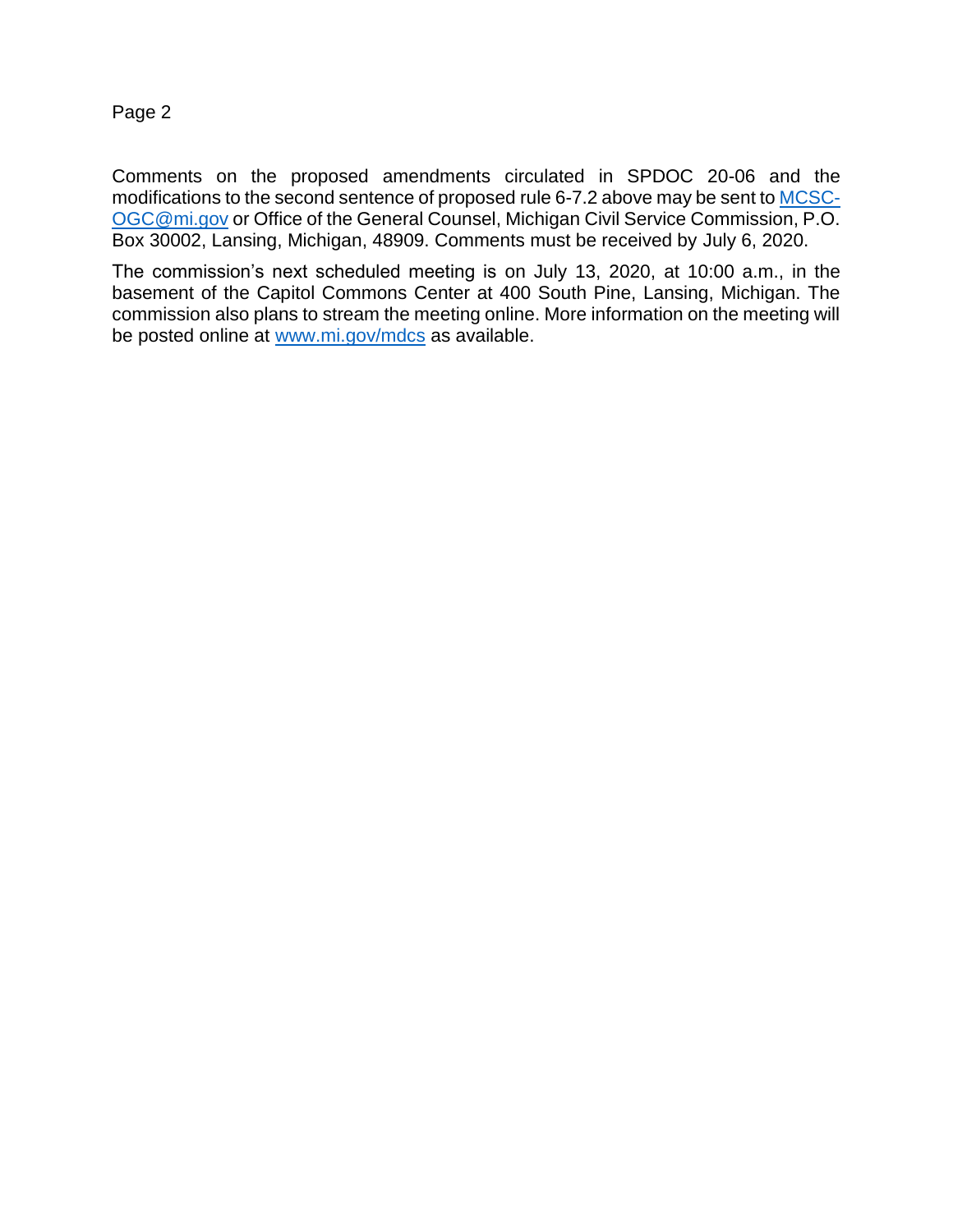Comments on the proposed amendments circulated in SPDOC 20-06 and the modifications to the second sentence of proposed rule 6-7.2 above may be sent to [MCSC-OGC@mi.gov](mailto:MCSC-OGC@mi.gov) or Office of the General Counsel, Michigan Civil Service Commission, P.O. Box 30002, Lansing, Michigan, 48909. Comments must be received by July 6, 2020.

The commission's next scheduled meeting is on July 13, 2020, at 10:00 a.m., in the basement of the Capitol Commons Center at 400 South Pine, Lansing, Michigan. The commission also plans to stream the meeting online. More information on the meeting will be posted online at [www.mi.gov/mdcs](http://www.mi.gov/mdcs) as available.